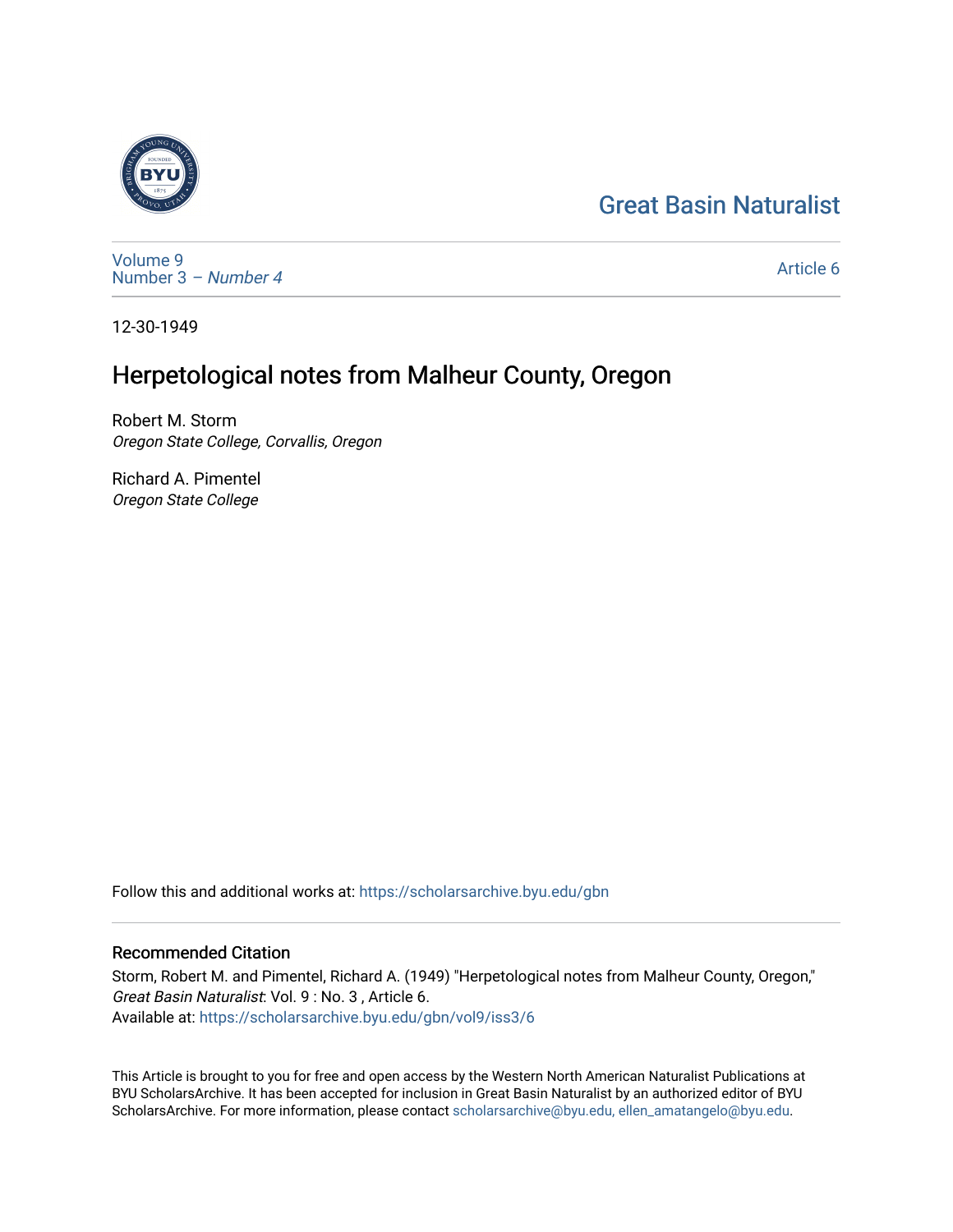Great Basin Naturalist

Volume 9
Number 3 – *Number 4*

Article 6

12-30-1949

# Herpetological notes from Malheur County, Oregon

Robert M. Storm
*Oregon State College, Corvallis, Oregon*

Richard A. Pimentel
*Oregon State College*

Follow this and additional works at: https://scholarsarchive.byu.edu/gbn

## Recommended Citation

Storm, Robert M. and Pimentel, Richard A. (1949) "Herpetological notes from Malheur County, Oregon," *Great Basin Naturalist*: Vol. 9 : No. 3 , Article 6.
Available at: https://scholarsarchive.byu.edu/gbn/vol9/iss3/6

This Article is brought to you for free and open access by the Western North American Naturalist Publications at BYU ScholarsArchive. It has been accepted for inclusion in Great Basin Naturalist by an authorized editor of BYU ScholarsArchive. For more information, please contact scholarsarchive@byu.edu, ellen_amatangelo@byu.edu.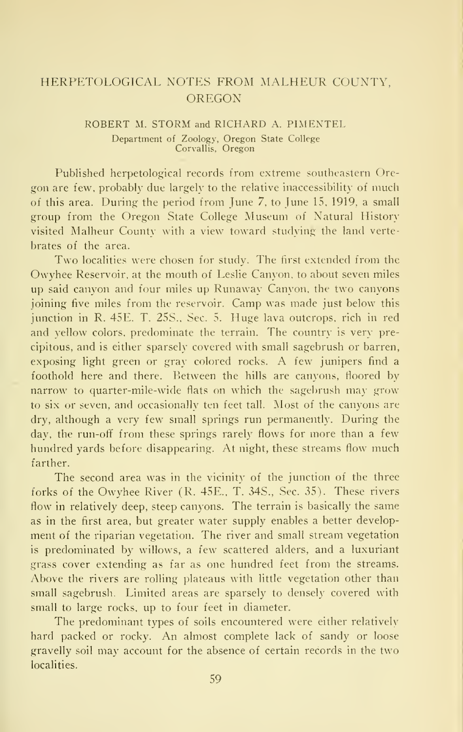# HERPETOLOGICAL NOTES FROM MALHEUR COUNTY, OREGON

ROBERT M. STORM and RICHARD A. PIMENTEL
Department of Zoology, Oregon State College
Corvallis, Oregon

Published herpetological records from extreme southeastern Oregon are few, probably due largely to the relative inaccessibility of much of this area. During the period from June 7, to June 15, 1919, a small group from the Oregon State College Museum of Natural History visited Malheur County with a view toward studying the land vertebrates of the area.

Two localities were chosen for study. The first extended from the Owyhee Reservoir, at the mouth of Leslie Canyon, to about seven miles up said canyon and four miles up Runaway Canyon, the two canyons joining five miles from the reservoir. Camp was made just below this junction in R. 45E. T. 25S., Sec. 5. Huge lava outcrops, rich in red and yellow colors, predominate the terrain. The country is very precipitous, and is either sparsely covered with small sagebrush or barren, exposing light green or gray colored rocks. A few junipers find a foothold here and there. Between the hills are canyons, floored by narrow to quarter-mile-wide flats on which the sagebrush may grow to six or seven, and occasionally ten feet tall. Most of the canyons are dry, although a very few small springs run permanently. During the day, the run-off from these springs rarely flows for more than a few hundred yards before disappearing. At night, these streams flow much farther.

The second area was in the vicinity of the junction of the three forks of the Owyhee River (R. 45E., T. 34S., Sec. 35). These rivers flow in relatively deep, steep canyons. The terrain is basically the same as in the first area, but greater water supply enables a better development of the riparian vegetation. The river and small stream vegetation is predominated by willows, a few scattered alders, and a luxuriant grass cover extending as far as one hundred feet from the streams. Above the rivers are rolling plateaus with little vegetation other than small sagebrush. Limited areas are sparsely to densely covered with small to large rocks, up to four feet in diameter.

The predominant types of soils encountered were either relatively hard packed or rocky. An almost complete lack of sandy or loose gravelly soil may account for the absence of certain records in the two localities.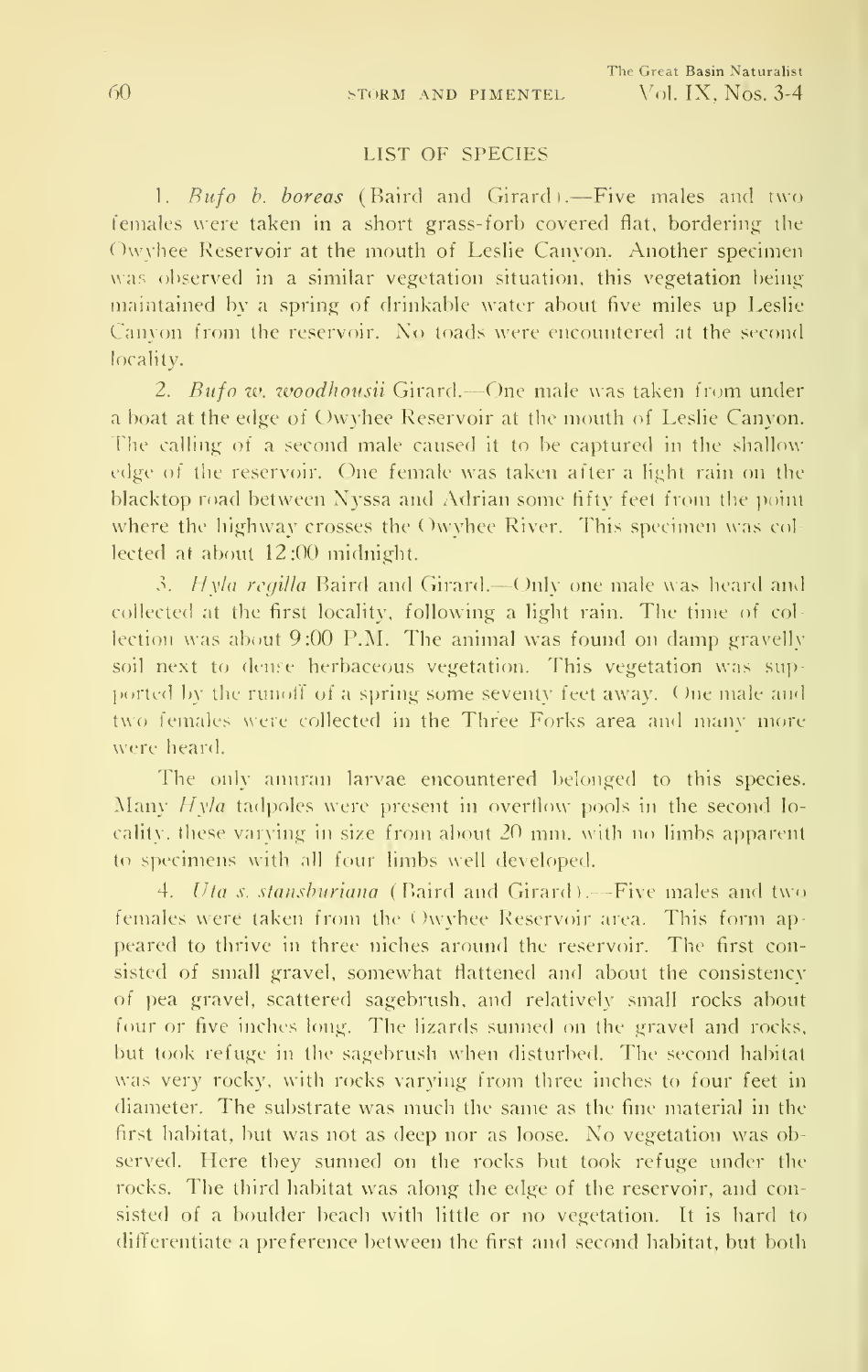## LIST OF SPECIES

1. *Bufo b. boreas* (Baird and Girard).—Five males and two females were taken in a short grass-forb covered flat, bordering the Owyhee Reservoir at the mouth of Leslie Canyon. Another specimen was observed in a similar vegetation situation, this vegetation being maintained by a spring of drinkable water about five miles up Leslie Canyon from the reservoir. No toads were encountered at the second locality.

2. *Bufo w. woodhousii* Girard.—One male was taken from under a boat at the edge of Owyhee Reservoir at the mouth of Leslie Canyon. The calling of a second male caused it to be captured in the shallow edge of the reservoir. One female was taken after a light rain on the blacktop road between Nyssa and Adrian some fifty feet from the point where the highway crosses the Owyhee River. This specimen was collected at about 12:00 midnight.

3. *Hyla regilla* Baird and Girard.—Only one male was heard and collected at the first locality, following a light rain. The time of collection was about 9:00 P.M. The animal was found on damp gravelly soil next to dense herbaceous vegetation. This vegetation was supported by the runoff of a spring some seventy feet away. One male and two females were collected in the Three Forks area and many more were heard.

The only anuran larvae encountered belonged to this species. Many *Hyla* tadpoles were present in overflow pools in the second locality, these varying in size from about 20 mm. with no limbs apparent to specimens with all four limbs well developed.

4. *Uta s. stansburiana* (Baird and Girard).—Five males and two females were taken from the Owyhee Reservoir area. This form appeared to thrive in three niches around the reservoir. The first consisted of small gravel, somewhat flattened and about the consistency of pea gravel, scattered sagebrush, and relatively small rocks about four or five inches long. The lizards sunned on the gravel and rocks, but took refuge in the sagebrush when disturbed. The second habitat was very rocky, with rocks varying from three inches to four feet in diameter. The substrate was much the same as the fine material in the first habitat, but was not as deep nor as loose. No vegetation was observed. Here they sunned on the rocks but took refuge under the rocks. The third habitat was along the edge of the reservoir, and consisted of a boulder beach with little or no vegetation. It is hard to differentiate a preference between the first and second habitat, but both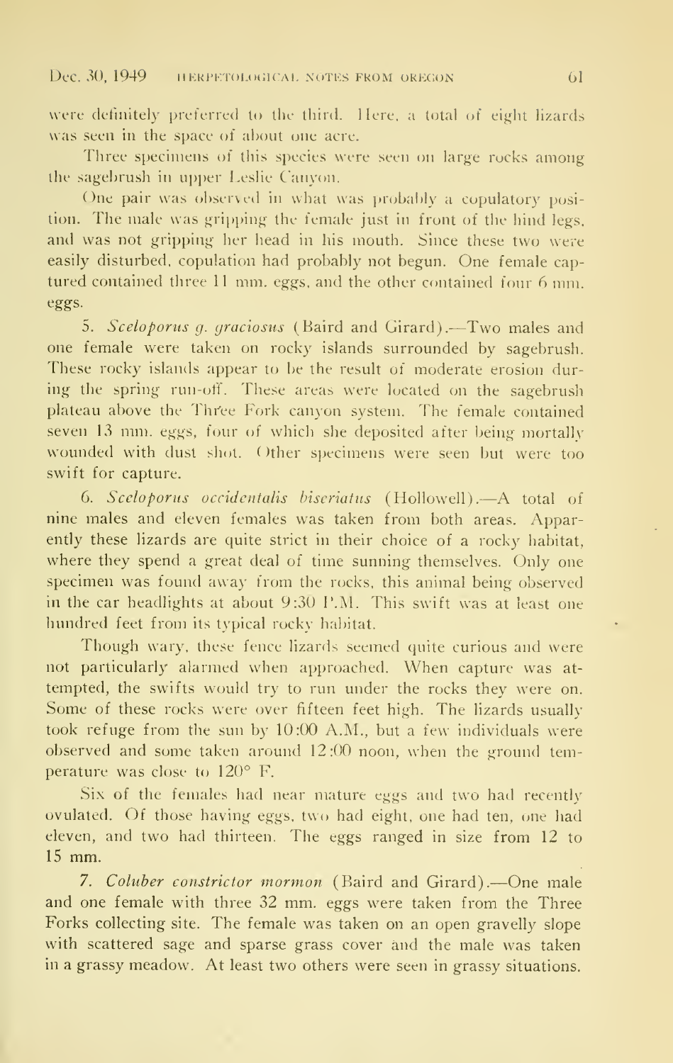were definitely preferred to the third. Here, a total of eight lizards was seen in the space of about one acre.

Three specimens of this species were seen on large rocks among the sagebrush in upper Leslie Canyon.

One pair was observed in what was probably a copulatory position. The male was gripping the female just in front of the hind legs, and was not gripping her head in his mouth. Since these two were easily disturbed, copulation had probably not begun. One female captured contained three 11 mm. eggs, and the other contained four 6 mm. eggs.

5. *Sceloporus g. graciosus* (Baird and Girard).—Two males and one female were taken on rocky islands surrounded by sagebrush. These rocky islands appear to be the result of moderate erosion during the spring run-off. These areas were located on the sagebrush plateau above the Three Fork canyon system. The female contained seven 13 mm. eggs, four of which she deposited after being mortally wounded with dust shot. Other specimens were seen but were too swift for capture.

6. *Sceloporus occidentalis biseriatus* (Hollowell).—A total of nine males and eleven females was taken from both areas. Apparently these lizards are quite strict in their choice of a rocky habitat, where they spend a great deal of time sunning themselves. Only one specimen was found away from the rocks, this animal being observed in the car headlights at about 9:30 P.M. This swift was at least one hundred feet from its typical rocky habitat.

Though wary, these fence lizards seemed quite curious and were not particularly alarmed when approached. When capture was attempted, the swifts would try to run under the rocks they were on. Some of these rocks were over fifteen feet high. The lizards usually took refuge from the sun by 10:00 A.M., but a few individuals were observed and some taken around 12:00 noon, when the ground temperature was close to 120° F.

Six of the females had near mature eggs and two had recently ovulated. Of those having eggs, two had eight, one had ten, one had eleven, and two had thirteen. The eggs ranged in size from 12 to 15 mm.

7. *Coluber constrictor mormon* (Baird and Girard).—One male and one female with three 32 mm. eggs were taken from the Three Forks collecting site. The female was taken on an open gravelly slope with scattered sage and sparse grass cover and the male was taken in a grassy meadow. At least two others were seen in grassy situations.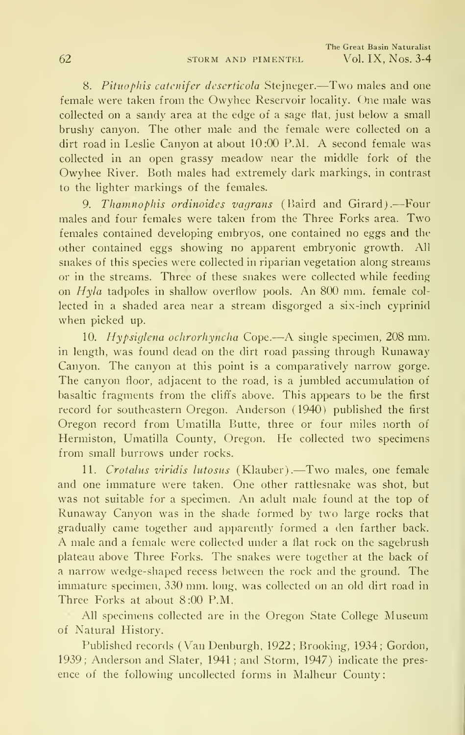8. *Pituophis catenifer deserticola* Stejneger.—Two males and one female were taken from the Owyhee Reservoir locality. One male was collected on a sandy area at the edge of a sage flat, just below a small brushy canyon. The other male and the female were collected on a dirt road in Leslie Canyon at about 10:00 P.M. A second female was collected in an open grassy meadow near the middle fork of the Owyhee River. Both males had extremely dark markings, in contrast to the lighter markings of the females.

9. *Thamnophis ordinoides vagrans* (Baird and Girard).—Four males and four females were taken from the Three Forks area. Two females contained developing embryos, one contained no eggs and the other contained eggs showing no apparent embryonic growth. All snakes of this species were collected in riparian vegetation along streams or in the streams. Three of these snakes were collected while feeding on *Hyla* tadpoles in shallow overflow pools. An 800 mm. female collected in a shaded area near a stream disgorged a six-inch cyprinid when picked up.

10. *Hypsiglena ochrorhyncha* Cope.—A single specimen, 208 mm. in length, was found dead on the dirt road passing through Runaway Canyon. The canyon at this point is a comparatively narrow gorge. The canyon floor, adjacent to the road, is a jumbled accumulation of basaltic fragments from the cliffs above. This appears to be the first record for southeastern Oregon. Anderson (1940) published the first Oregon record from Umatilla Butte, three or four miles north of Hermiston, Umatilla County, Oregon. He collected two specimens from small burrows under rocks.

11. *Crotalus viridis lutosus* (Klauber).—Two males, one female and one immature were taken. One other rattlesnake was shot, but was not suitable for a specimen. An adult male found at the top of Runaway Canyon was in the shade formed by two large rocks that gradually came together and apparently formed a den farther back. A male and a female were collected under a flat rock on the sagebrush plateau above Three Forks. The snakes were together at the back of a narrow wedge-shaped recess between the rock and the ground. The immature specimen, 330 mm. long, was collected on an old dirt road in Three Forks at about 8:00 P.M.

All specimens collected are in the Oregon State College Museum of Natural History.

Published records (Van Denburgh, 1922; Brooking, 1934; Gordon, 1939; Anderson and Slater, 1941; and Storm, 1947) indicate the presence of the following uncollected forms in Malheur County: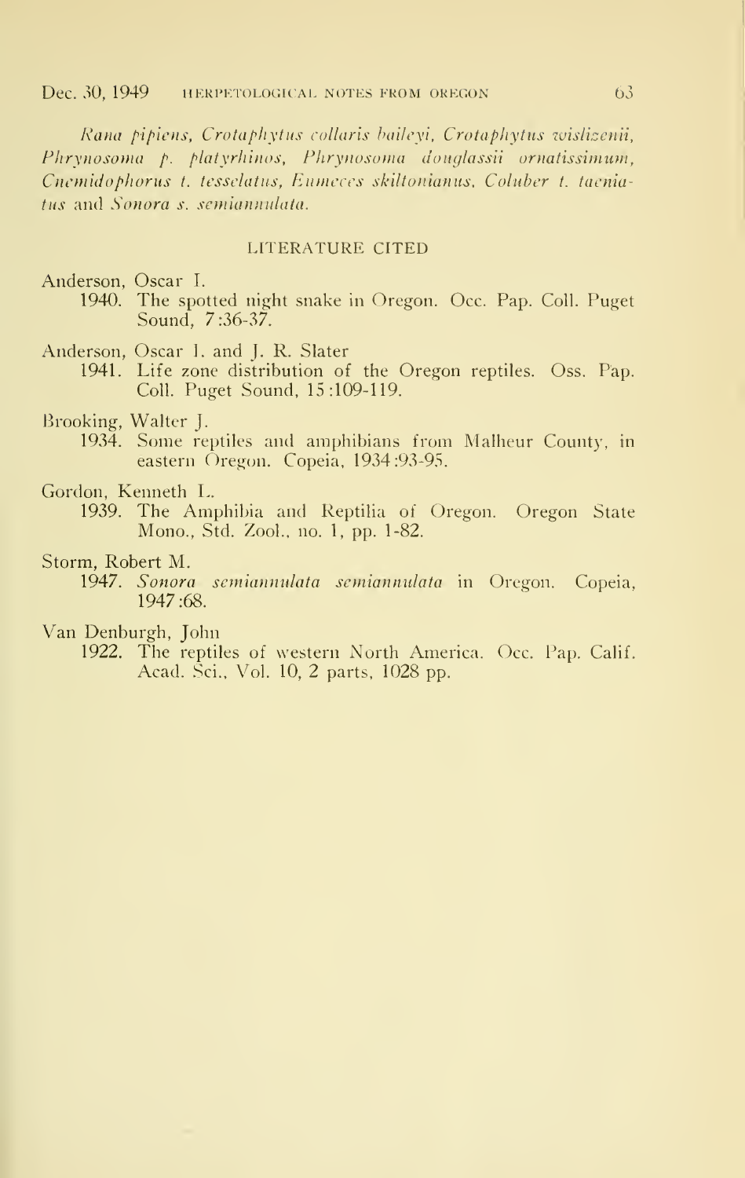*Rana pipiens*, *Crotaphytus collaris baileyi*, *Crotaphytus wislizenii*, *Phrynosoma p. platyrhinos*, *Phrynosoma douglassii ornatissimum*, *Cnemidophorus t. tesselatus*, *Eumeces skiltonianus*, *Coluber t. taeniatus* and *Sonora s. semiannulata*.

## LITERATURE CITED

Anderson, Oscar I.

1940. The spotted night snake in Oregon. Occ. Pap. Coll. Puget Sound, 7:36-37.

Anderson, Oscar I. and J. R. Slater

1941. Life zone distribution of the Oregon reptiles. Oss. Pap. Coll. Puget Sound, 15:109-119.

Brooking, Walter J.

1934. Some reptiles and amphibians from Malheur County, in eastern Oregon. Copeia, 1934:93-95.

Gordon, Kenneth L.

1939. The Amphibia and Reptilia of Oregon. Oregon State Mono., Std. Zool., no. 1, pp. 1-82.

Storm, Robert M.

1947. *Sonora semiannulata semiannulata* in Oregon. Copeia, 1947:68.

Van Denburgh, John

1922. The reptiles of western North America. Occ. Pap. Calif. Acad. Sci., Vol. 10, 2 parts, 1028 pp.